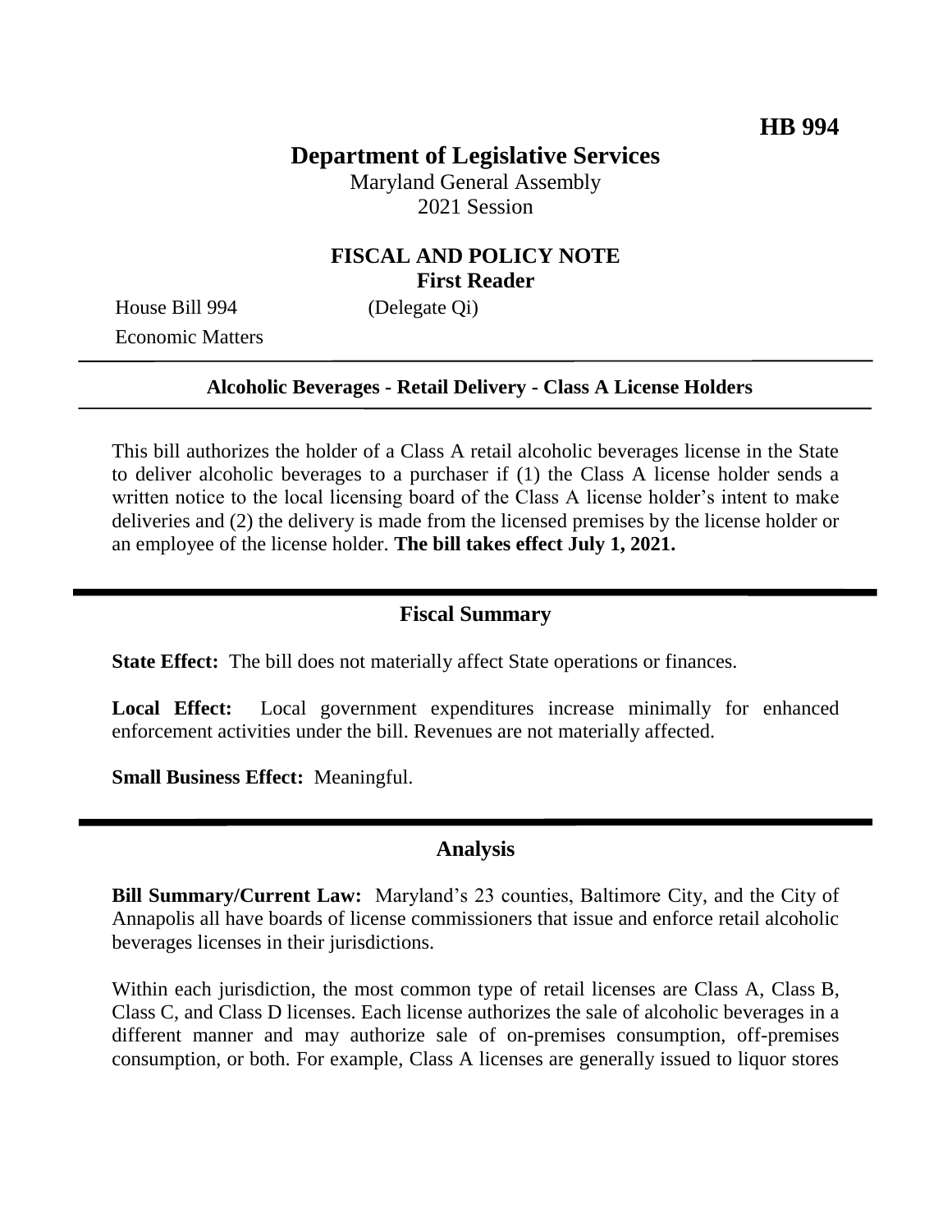**HB 994**

# Department of Legislative Services

Maryland General Assembly
2021 Session

## FISCAL AND POLICY NOTE
**First Reader**

House Bill 994 (Delegate Qi)
Economic Matters

**Alcoholic Beverages - Retail Delivery - Class A License Holders**

This bill authorizes the holder of a Class A retail alcoholic beverages license in the State to deliver alcoholic beverages to a purchaser if (1) the Class A license holder sends a written notice to the local licensing board of the Class A license holder's intent to make deliveries and (2) the delivery is made from the licensed premises by the license holder or an employee of the license holder. **The bill takes effect July 1, 2021.**

## Fiscal Summary

**State Effect:** The bill does not materially affect State operations or finances.

**Local Effect:** Local government expenditures increase minimally for enhanced enforcement activities under the bill. Revenues are not materially affected.

**Small Business Effect:** Meaningful.

## Analysis

**Bill Summary/Current Law:** Maryland's 23 counties, Baltimore City, and the City of Annapolis all have boards of license commissioners that issue and enforce retail alcoholic beverages licenses in their jurisdictions.

Within each jurisdiction, the most common type of retail licenses are Class A, Class B, Class C, and Class D licenses. Each license authorizes the sale of alcoholic beverages in a different manner and may authorize sale of on-premises consumption, off-premises consumption, or both. For example, Class A licenses are generally issued to liquor stores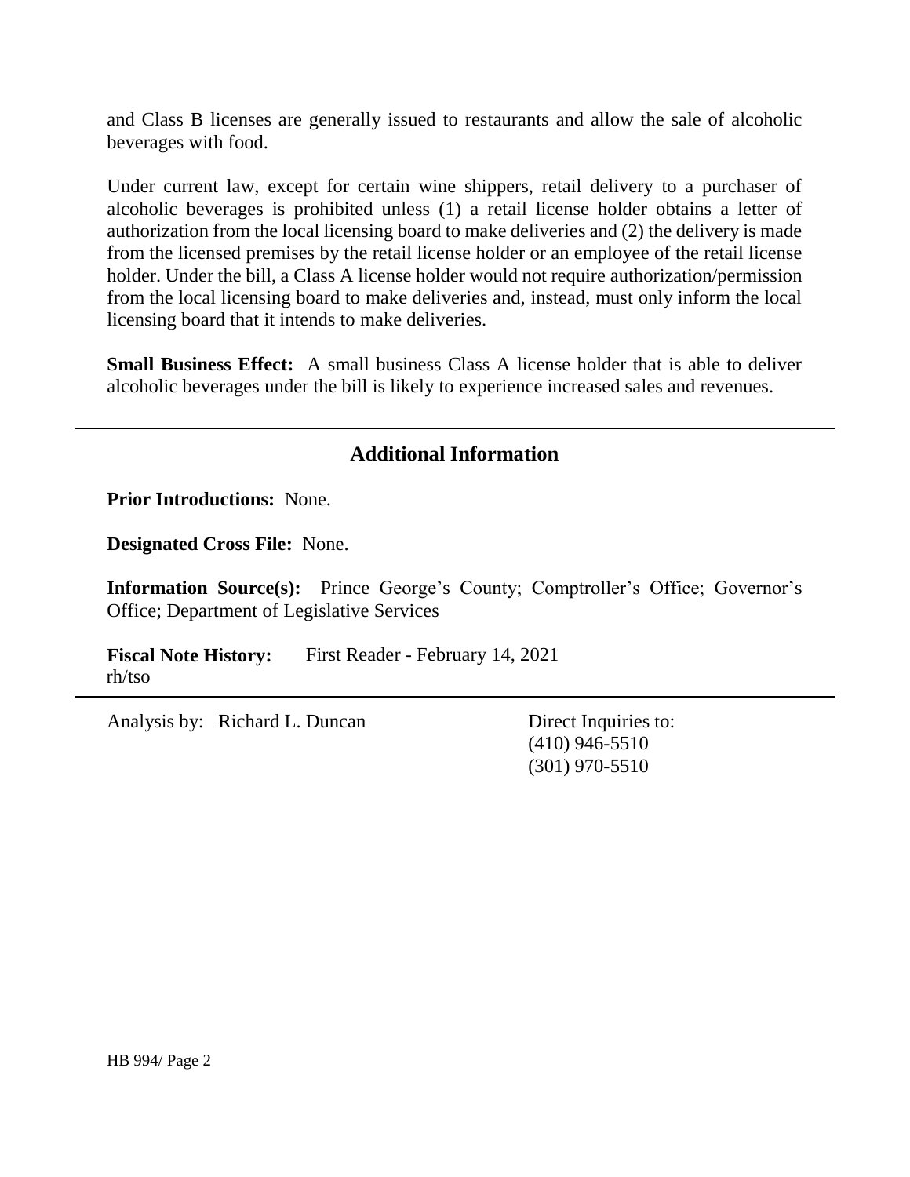and Class B licenses are generally issued to restaurants and allow the sale of alcoholic beverages with food.

Under current law, except for certain wine shippers, retail delivery to a purchaser of alcoholic beverages is prohibited unless (1) a retail license holder obtains a letter of authorization from the local licensing board to make deliveries and (2) the delivery is made from the licensed premises by the retail license holder or an employee of the retail license holder. Under the bill, a Class A license holder would not require authorization/permission from the local licensing board to make deliveries and, instead, must only inform the local licensing board that it intends to make deliveries.

**Small Business Effect:** A small business Class A license holder that is able to deliver alcoholic beverages under the bill is likely to experience increased sales and revenues.

## Additional Information

**Prior Introductions:** None.

**Designated Cross File:** None.

**Information Source(s):** Prince George's County; Comptroller's Office; Governor's Office; Department of Legislative Services

**Fiscal Note History:** First Reader - February 14, 2021
rh/tso

Analysis by: Richard L. Duncan

Direct Inquiries to:
(410) 946-5510
(301) 970-5510